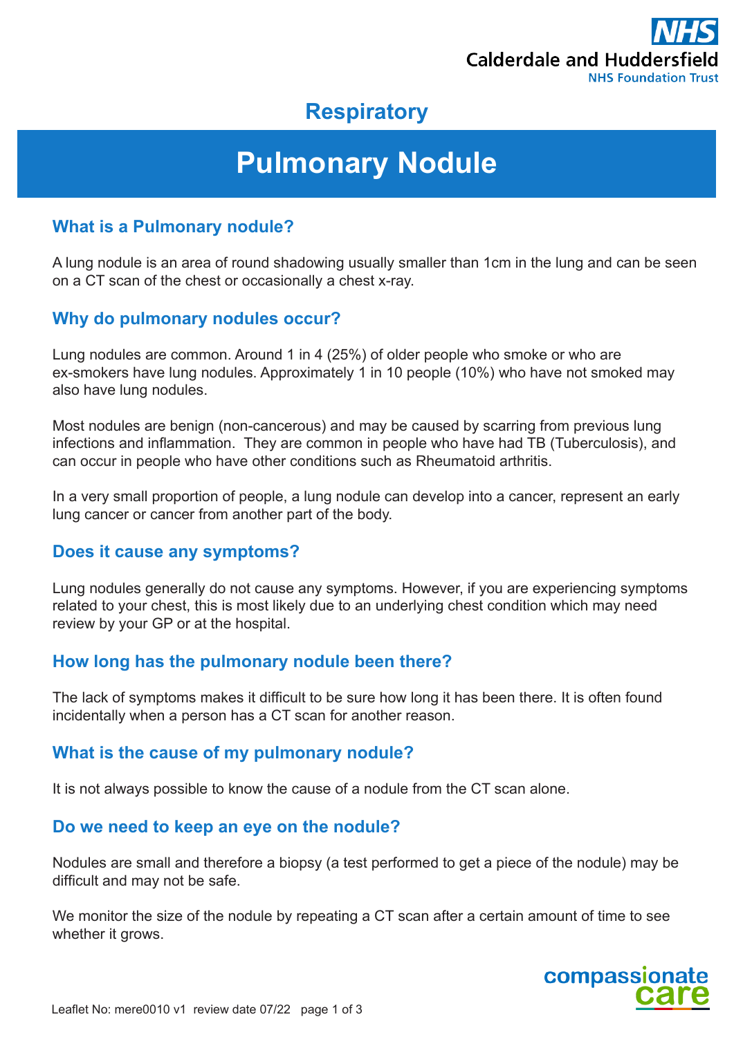Calderdale and Huddersfield NHS Foundation Trust

Respiratory

# Pulmonary Nodule

## What is a Pulmonary nodule?

A lung nodule is an area of round shadowing usually smaller than 1cm in the lung and can be seen on a CT scan of the chest or occasionally a chest x-ray.

## Why do pulmonary nodules occur?

Lung nodules are common. Around 1 in 4 (25%) of older people who smoke or who are ex-smokers have lung nodules. Approximately 1 in 10 people (10%) who have not smoked may also have lung nodules.

Most nodules are benign (non-cancerous) and may be caused by scarring from previous lung infections and inflammation. They are common in people who have had TB (Tuberculosis), and can occur in people who have other conditions such as Rheumatoid arthritis.

In a very small proportion of people, a lung nodule can develop into a cancer, represent an early lung cancer or cancer from another part of the body.

## Does it cause any symptoms?

Lung nodules generally do not cause any symptoms. However, if you are experiencing symptoms related to your chest, this is most likely due to an underlying chest condition which may need review by your GP or at the hospital.

## How long has the pulmonary nodule been there?

The lack of symptoms makes it difficult to be sure how long it has been there. It is often found incidentally when a person has a CT scan for another reason.

## What is the cause of my pulmonary nodule?

It is not always possible to know the cause of a nodule from the CT scan alone.

## Do we need to keep an eye on the nodule?

Nodules are small and therefore a biopsy (a test performed to get a piece of the nodule) may be difficult and may not be safe.

We monitor the size of the nodule by repeating a CT scan after a certain amount of time to see whether it grows.

Leaflet No: mere0010 v1 review date 07/22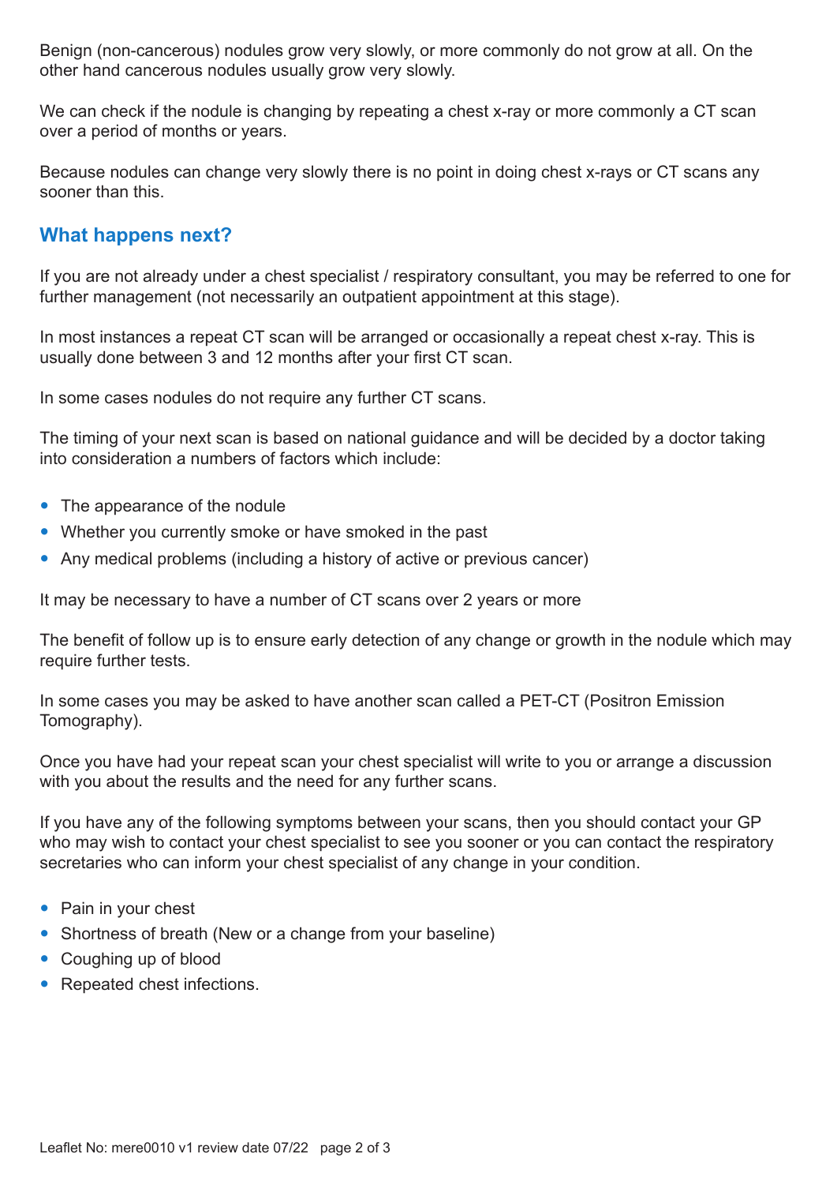Benign (non-cancerous) nodules grow very slowly, or more commonly do not grow at all. On the other hand cancerous nodules usually grow very slowly.

We can check if the nodule is changing by repeating a chest x-ray or more commonly a CT scan over a period of months or years.

Because nodules can change very slowly there is no point in doing chest x-rays or CT scans any sooner than this.

## What happens next?

If you are not already under a chest specialist / respiratory consultant, you may be referred to one for further management (not necessarily an outpatient appointment at this stage).

In most instances a repeat CT scan will be arranged or occasionally a repeat chest x-ray. This is usually done between 3 and 12 months after your first CT scan.

In some cases nodules do not require any further CT scans.

The timing of your next scan is based on national guidance and will be decided by a doctor taking into consideration a numbers of factors which include:

- The appearance of the nodule
- Whether you currently smoke or have smoked in the past
- Any medical problems (including a history of active or previous cancer)

It may be necessary to have a number of CT scans over 2 years or more

The benefit of follow up is to ensure early detection of any change or growth in the nodule which may require further tests.

In some cases you may be asked to have another scan called a PET-CT (Positron Emission Tomography).

Once you have had your repeat scan your chest specialist will write to you or arrange a discussion with you about the results and the need for any further scans.

If you have any of the following symptoms between your scans, then you should contact your GP who may wish to contact your chest specialist to see you sooner or you can contact the respiratory secretaries who can inform your chest specialist of any change in your condition.

- Pain in your chest
- Shortness of breath (New or a change from your baseline)
- Coughing up of blood
- Repeated chest infections.

Leaflet No: mere0010 v1 review date 07/22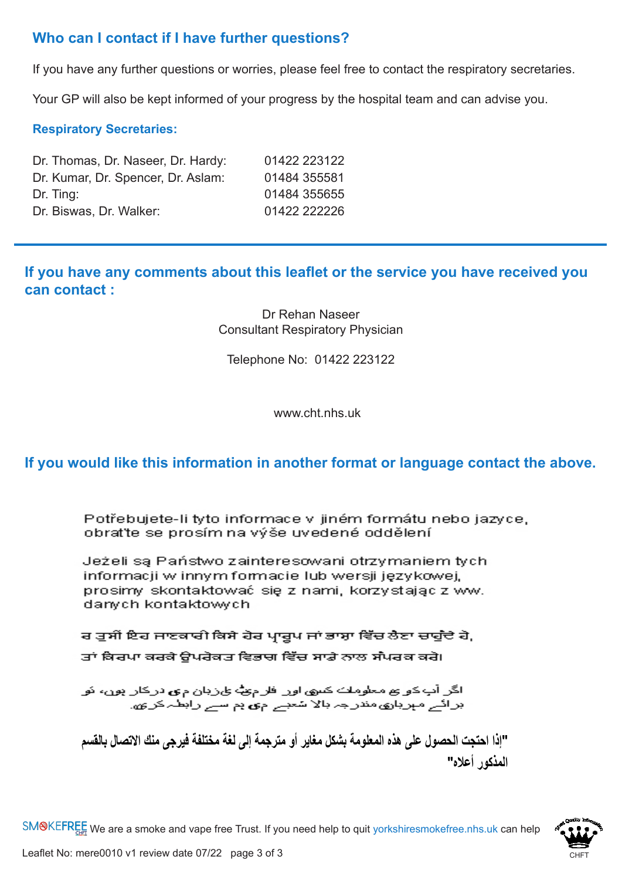## Who can I contact if I have further questions?

If you have any further questions or worries, please feel free to contact the respiratory secretaries.

Your GP will also be kept informed of your progress by the hospital team and can advise you.

### Respiratory Secretaries:

| | |
|---|---|
| Dr. Thomas, Dr. Naseer, Dr. Hardy: | 01422 223122 |
| Dr. Kumar, Dr. Spencer, Dr. Aslam: | 01484 355581 |
| Dr. Ting: | 01484 355655 |
| Dr. Biswas, Dr. Walker: | 01422 222226 |

## If you have any comments about this leaflet or the service you have received you can contact :

Dr Rehan Naseer
Consultant Respiratory Physician

Telephone No: 01422 223122

www.cht.nhs.uk

## If you would like this information in another format or language contact the above.

Potřebujete-li tyto informace v jiném formátu nebo jazyce, obraťte se prosím na výše uvedené oddělení

Jeżeli są Państwo zainteresowani otrzymaniem tych informacji w innym formacie lub wersji językowej, prosimy skontaktować się z nami, korzystając z ww. danych kontaktowych

ਜੇ ਤੁਸੀਂ ਇਹ ਜਾਣਕਾਰੀ ਕਿਸੇ ਹੋਰ ਪ੍ਰਾਰੂਪ ਜਾਂ ਭਾਸ਼ਾ ਵਿੱਚ ਲੈਣਾ ਚਾਹੁੰਦੇ ਹੋ,
ਤਾਂ ਕਿਰਪਾ ਕਰਕੇ ਉਪਰੋਕਤ ਵਿਭਾਗ ਵਿੱਚ ਸਾਡੇ ਨਾਲ ਸੰਪਰਕ ਕਰੋ।

اگر آپ کو یہ معلومات کسی اور فارمیٹ یا زبان میں درکار ہوں، تو
براۓ مہربانی مندرجہ بالا شعبے میں ہم سے رابطہ کریں۔

**"إذا احتجت الحصول على هذه المعلومة بشكل مغاير أو مترجمة إلى لغة مختلفة فيرجى منك الاتصال بالقسم المذكور أعلاه"**

SMOKEFREE CHFT We are a smoke and vape free Trust. If you need help to quit yorkshiresmokefree.nhs.uk can help

Leaflet No: mere0010 v1 review date 07/22